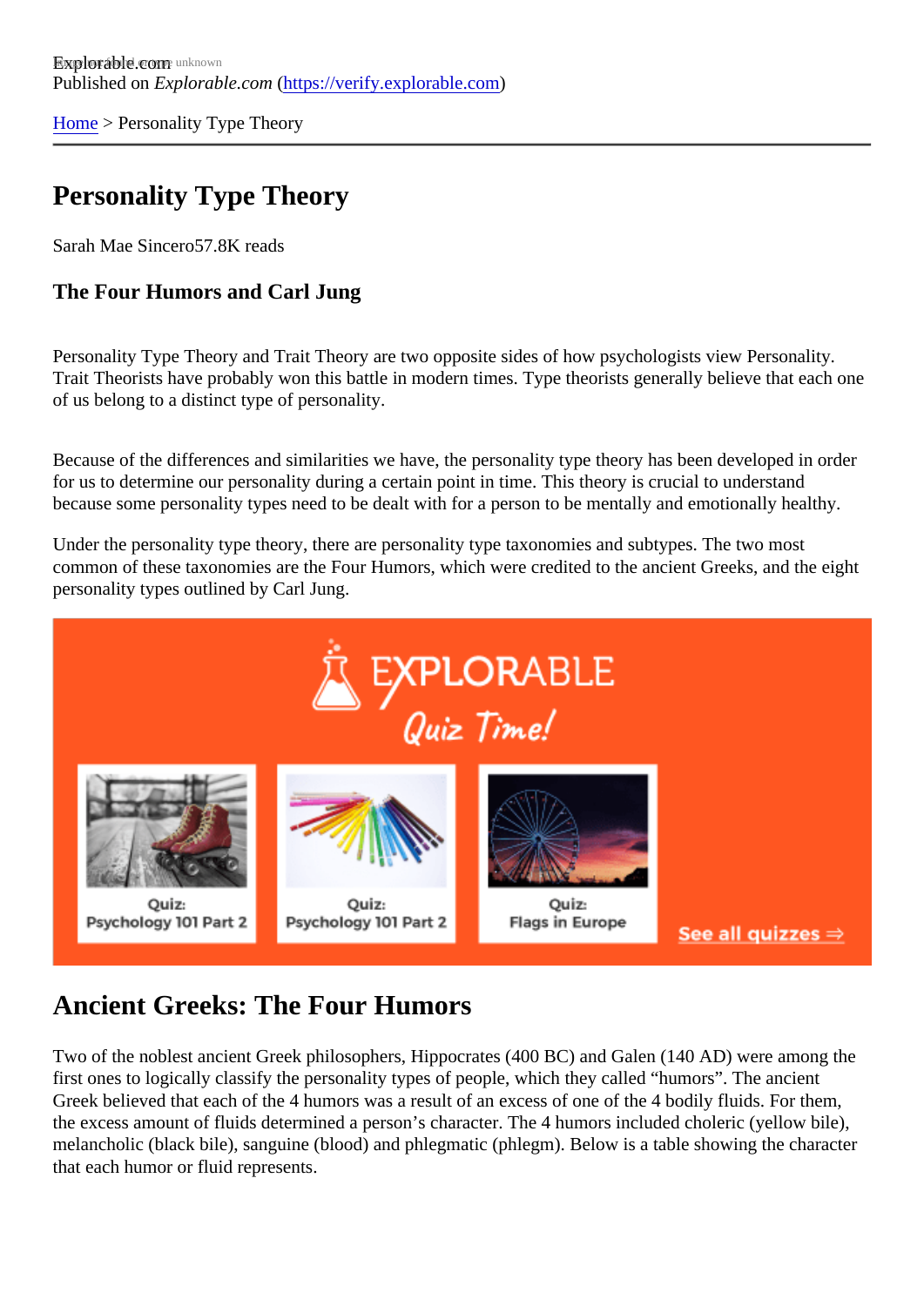Explorable.com
Published on *Explorable.com* (https://verify.explorable.com)

Home > Personality Type Theory

# Personality Type Theory

Sarah Mae Sincero57.8K reads

### The Four Humors and Carl Jung

Personality Type Theory and Trait Theory are two opposite sides of how psychologists view Personality. Trait Theorists have probably won this battle in modern times. Type theorists generally believe that each one of us belong to a distinct type of personality.

Because of the differences and similarities we have, the personality type theory has been developed in order for us to determine our personality during a certain point in time. This theory is crucial to understand because some personality types need to be dealt with for a person to be mentally and emotionally healthy.

Under the personality type theory, there are personality type taxonomies and subtypes. The two most common of these taxonomies are the Four Humors, which were credited to the ancient Greeks, and the eight personality types outlined by Carl Jung.

## Ancient Greeks: The Four Humors

Two of the noblest ancient Greek philosophers, Hippocrates (400 BC) and Galen (140 AD) were among the first ones to logically classify the personality types of people, which they called "humors". The ancient Greek believed that each of the 4 humors was a result of an excess of one of the 4 bodily fluids. For them, the excess amount of fluids determined a person's character. The 4 humors included choleric (yellow bile), melancholic (black bile), sanguine (blood) and phlegmatic (phlegm). Below is a table showing the character that each humor or fluid represents.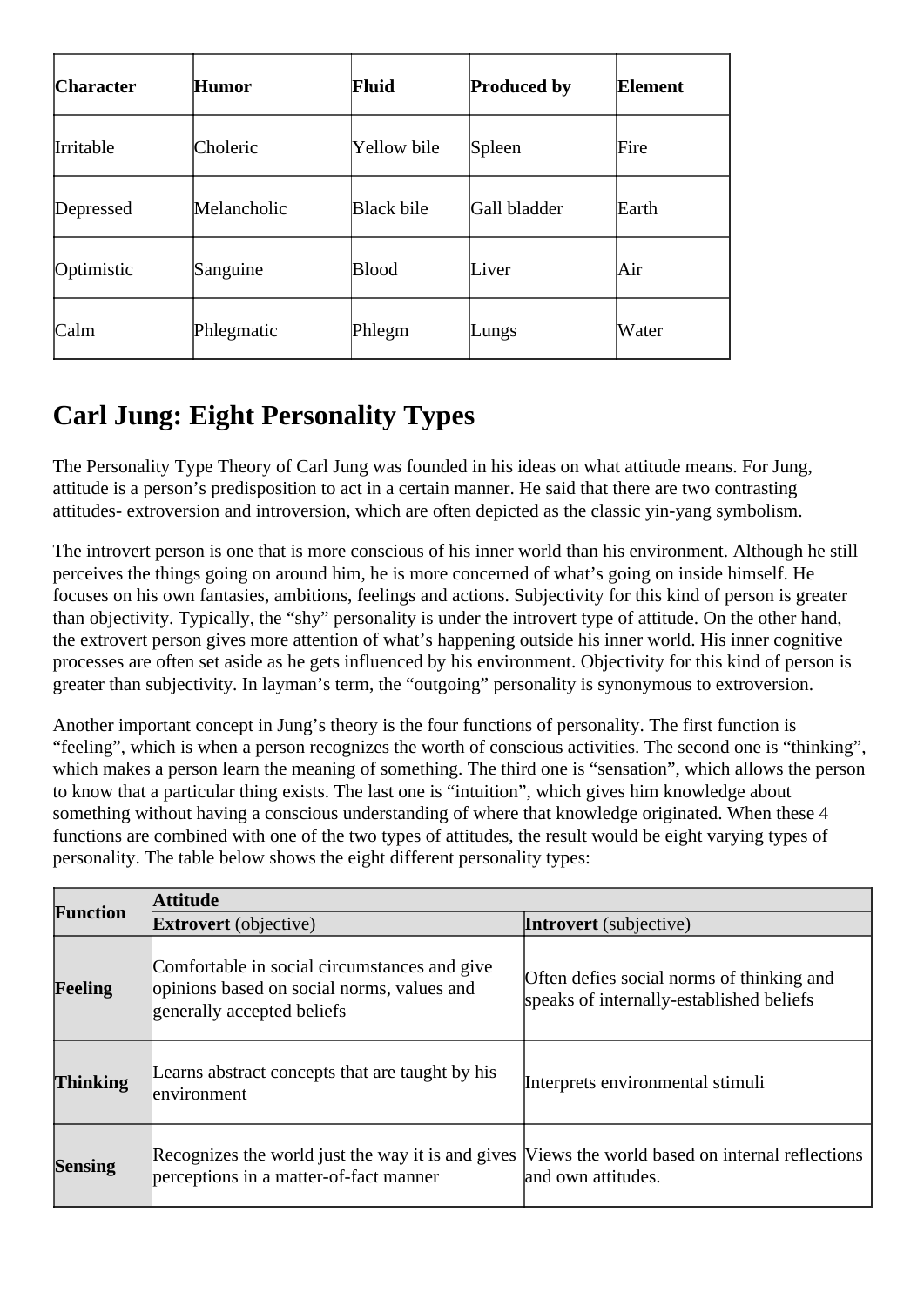| Character | Humor | Fluid | Produced by | Element |
|---|---|---|---|---|
| Irritable | Choleric | Yellow bile | Spleen | Fire |
| Depressed | Melancholic | Black bile | Gall bladder | Earth |
| Optimistic | Sanguine | Blood | Liver | Air |
| Calm | Phlegmatic | Phlegm | Lungs | Water |

## Carl Jung: Eight Personality Types

The Personality Type Theory of Carl Jung was founded in his ideas on what attitude means. For Jung, attitude is a person's predisposition to act in a certain manner. He said that there are two contrasting attitudes- extroversion and introversion, which are often depicted as the classic yin-yang symbolism.

The introvert person is one that is more conscious of his inner world than his environment. Although he still perceives the things going on around him, he is more concerned of what's going on inside himself. He focuses on his own fantasies, ambitions, feelings and actions. Subjectivity for this kind of person is greater than objectivity. Typically, the "shy" personality is under the introvert type of attitude. On the other hand, the extrovert person gives more attention of what's happening outside his inner world. His inner cognitive processes are often set aside as he gets influenced by his environment. Objectivity for this kind of person is greater than subjectivity. In layman's term, the "outgoing" personality is synonymous to extroversion.

Another important concept in Jung's theory is the four functions of personality. The first function is "feeling", which is when a person recognizes the worth of conscious activities. The second one is "thinking", which makes a person learn the meaning of something. The third one is "sensation", which allows the person to know that a particular thing exists. The last one is "intuition", which gives him knowledge about something without having a conscious understanding of where that knowledge originated. When these 4 functions are combined with one of the two types of attitudes, the result would be eight varying types of personality. The table below shows the eight different personality types:

| **Function** | **Attitude** | |
|---|---|---|
| | **Extrovert** (objective) | **Introvert** (subjective) |
| **Feeling** | Comfortable in social circumstances and give opinions based on social norms, values and generally accepted beliefs | Often defies social norms of thinking and speaks of internally-established beliefs |
| **Thinking** | Learns abstract concepts that are taught by his environment | Interprets environmental stimuli |
| **Sensing** | Recognizes the world just the way it is and gives perceptions in a matter-of-fact manner | Views the world based on internal reflections and own attitudes. |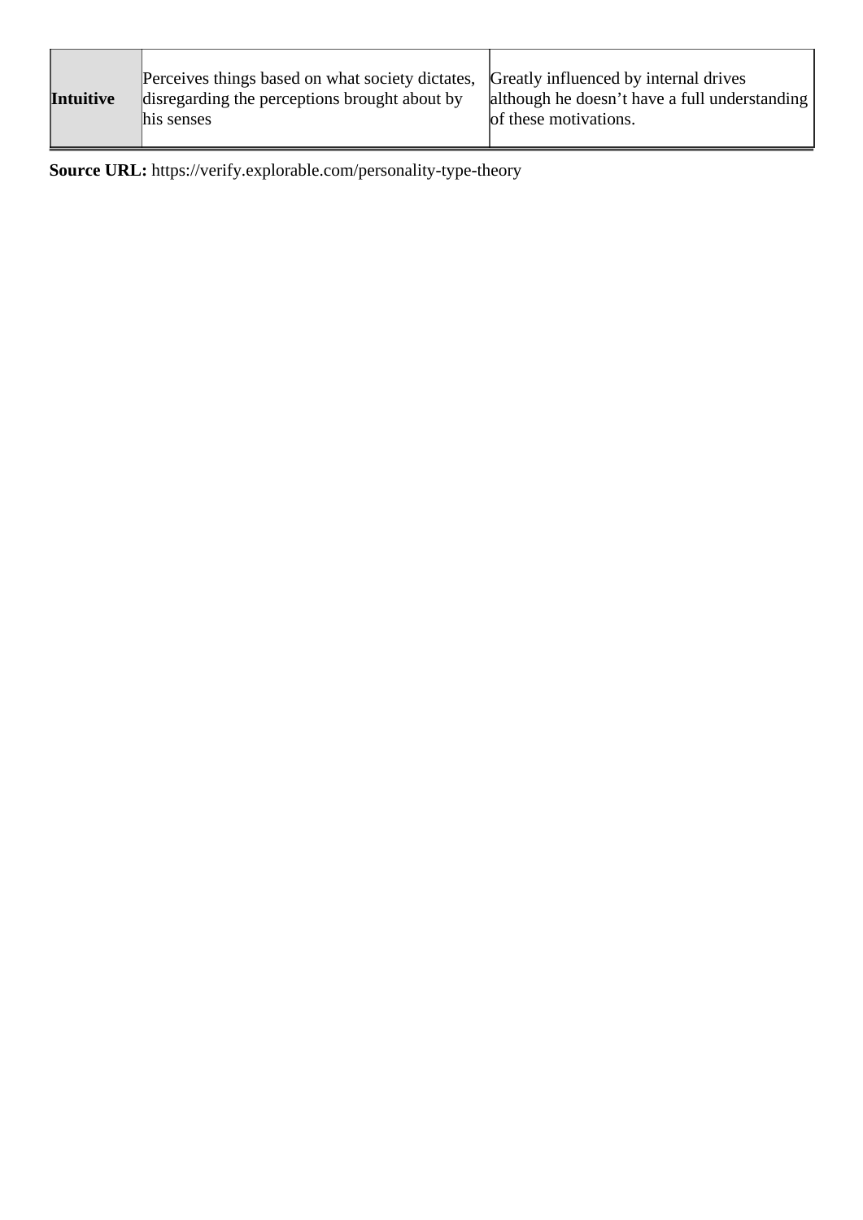| | | |
|---|---|---|
| **Intuitive** | Perceives things based on what society dictates, disregarding the perceptions brought about by his senses | Greatly influenced by internal drives although he doesn't have a full understanding of these motivations. |

**Source URL:** https://verify.explorable.com/personality-type-theory